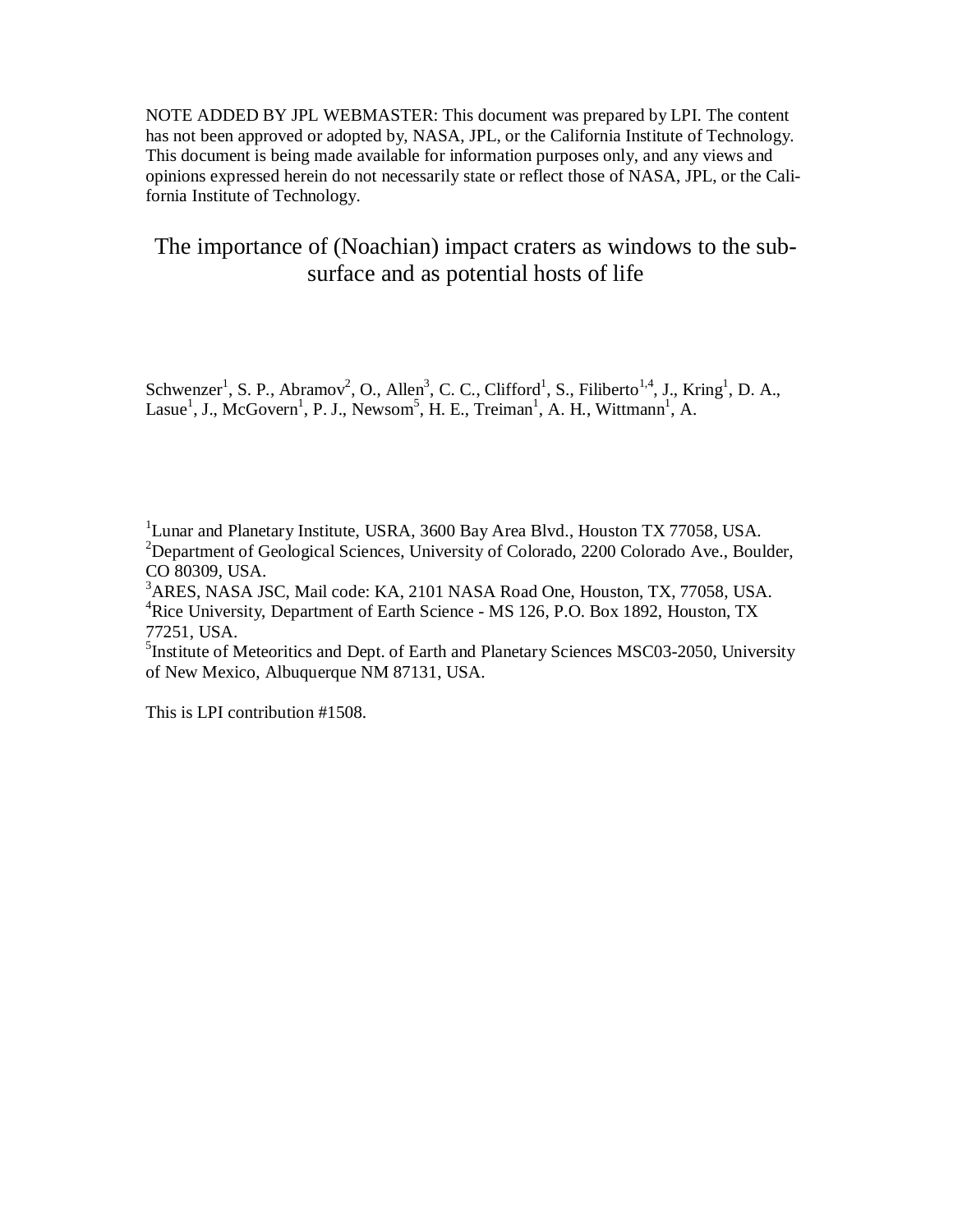NOTE ADDED BY JPL WEBMASTER: This document was prepared by LPI. The content has not been approved or adopted by, NASA, JPL, or the California Institute of Technology. This document is being made available for information purposes only, and any views and opinions expressed herein do not necessarily state or reflect those of NASA, JPL, or the California Institute of Technology.

# The importance of (Noachian) impact craters as windows to the subsurface and as potential hosts of life

Schwenzer[1], S. P., Abramov[2], O., Allen[3], C. C., Clifford[1], S., Filiberto[1,4], J., Kring[1], D. A., Lasue[1], J., McGovern[1], P. J., Newsom[5], H. E., Treiman[1], A. H., Wittmann[1], A.

[1]Lunar and Planetary Institute, USRA, 3600 Bay Area Blvd., Houston TX 77058, USA.
[2]Department of Geological Sciences, University of Colorado, 2200 Colorado Ave., Boulder, CO 80309, USA.
[3]ARES, NASA JSC, Mail code: KA, 2101 NASA Road One, Houston, TX, 77058, USA.
[4]Rice University, Department of Earth Science - MS 126, P.O. Box 1892, Houston, TX 77251, USA.
[5]Institute of Meteoritics and Dept. of Earth and Planetary Sciences MSC03-2050, University of New Mexico, Albuquerque NM 87131, USA.

This is LPI contribution #1508.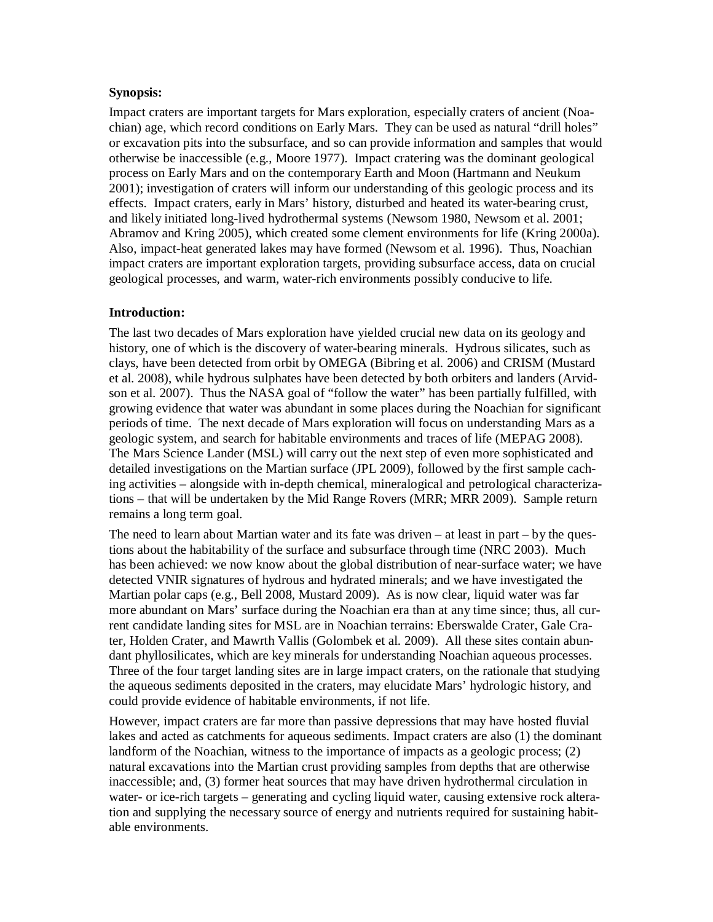**Synopsis:**

Impact craters are important targets for Mars exploration, especially craters of ancient (Noachian) age, which record conditions on Early Mars. They can be used as natural "drill holes" or excavation pits into the subsurface, and so can provide information and samples that would otherwise be inaccessible (e.g., Moore 1977). Impact cratering was the dominant geological process on Early Mars and on the contemporary Earth and Moon (Hartmann and Neukum 2001); investigation of craters will inform our understanding of this geologic process and its effects. Impact craters, early in Mars' history, disturbed and heated its water-bearing crust, and likely initiated long-lived hydrothermal systems (Newsom 1980, Newsom et al. 2001; Abramov and Kring 2005), which created some clement environments for life (Kring 2000a). Also, impact-heat generated lakes may have formed (Newsom et al. 1996). Thus, Noachian impact craters are important exploration targets, providing subsurface access, data on crucial geological processes, and warm, water-rich environments possibly conducive to life.

**Introduction:**

The last two decades of Mars exploration have yielded crucial new data on its geology and history, one of which is the discovery of water-bearing minerals. Hydrous silicates, such as clays, have been detected from orbit by OMEGA (Bibring et al. 2006) and CRISM (Mustard et al. 2008), while hydrous sulphates have been detected by both orbiters and landers (Arvidson et al. 2007). Thus the NASA goal of "follow the water" has been partially fulfilled, with growing evidence that water was abundant in some places during the Noachian for significant periods of time. The next decade of Mars exploration will focus on understanding Mars as a geologic system, and search for habitable environments and traces of life (MEPAG 2008). The Mars Science Lander (MSL) will carry out the next step of even more sophisticated and detailed investigations on the Martian surface (JPL 2009), followed by the first sample caching activities – alongside with in-depth chemical, mineralogical and petrological characterizations – that will be undertaken by the Mid Range Rovers (MRR; MRR 2009). Sample return remains a long term goal.

The need to learn about Martian water and its fate was driven – at least in part – by the questions about the habitability of the surface and subsurface through time (NRC 2003). Much has been achieved: we now know about the global distribution of near-surface water; we have detected VNIR signatures of hydrous and hydrated minerals; and we have investigated the Martian polar caps (e.g., Bell 2008, Mustard 2009). As is now clear, liquid water was far more abundant on Mars' surface during the Noachian era than at any time since; thus, all current candidate landing sites for MSL are in Noachian terrains: Eberswalde Crater, Gale Crater, Holden Crater, and Mawrth Vallis (Golombek et al. 2009). All these sites contain abundant phyllosilicates, which are key minerals for understanding Noachian aqueous processes. Three of the four target landing sites are in large impact craters, on the rationale that studying the aqueous sediments deposited in the craters, may elucidate Mars' hydrologic history, and could provide evidence of habitable environments, if not life.

However, impact craters are far more than passive depressions that may have hosted fluvial lakes and acted as catchments for aqueous sediments. Impact craters are also (1) the dominant landform of the Noachian, witness to the importance of impacts as a geologic process; (2) natural excavations into the Martian crust providing samples from depths that are otherwise inaccessible; and, (3) former heat sources that may have driven hydrothermal circulation in water- or ice-rich targets – generating and cycling liquid water, causing extensive rock alteration and supplying the necessary source of energy and nutrients required for sustaining habitable environments.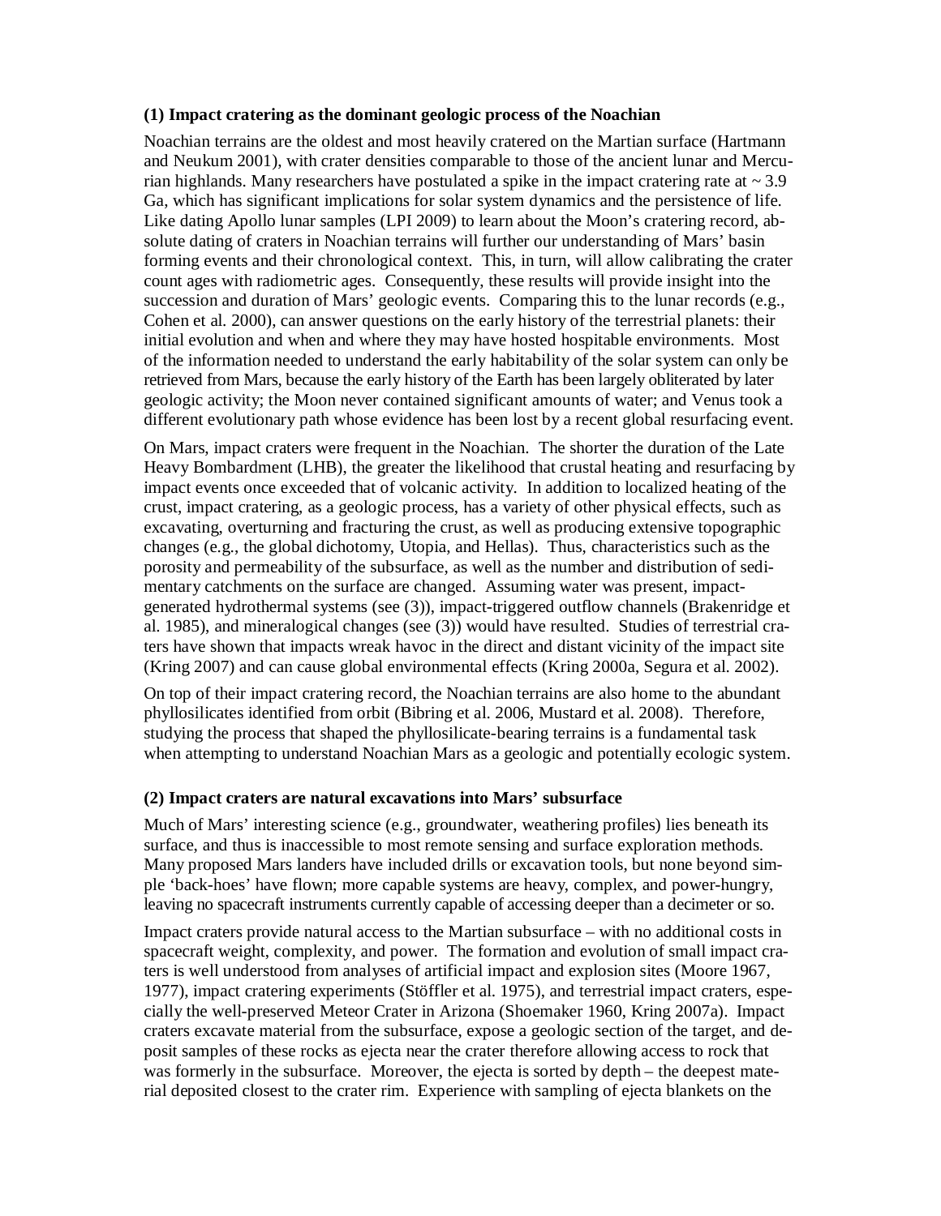### (1) Impact cratering as the dominant geologic process of the Noachian

Noachian terrains are the oldest and most heavily cratered on the Martian surface (Hartmann and Neukum 2001), with crater densities comparable to those of the ancient lunar and Mercurian highlands. Many researchers have postulated a spike in the impact cratering rate at ~ 3.9 Ga, which has significant implications for solar system dynamics and the persistence of life. Like dating Apollo lunar samples (LPI 2009) to learn about the Moon's cratering record, absolute dating of craters in Noachian terrains will further our understanding of Mars' basin forming events and their chronological context. This, in turn, will allow calibrating the crater count ages with radiometric ages. Consequently, these results will provide insight into the succession and duration of Mars' geologic events. Comparing this to the lunar records (e.g., Cohen et al. 2000), can answer questions on the early history of the terrestrial planets: their initial evolution and when and where they may have hosted hospitable environments. Most of the information needed to understand the early habitability of the solar system can only be retrieved from Mars, because the early history of the Earth has been largely obliterated by later geologic activity; the Moon never contained significant amounts of water; and Venus took a different evolutionary path whose evidence has been lost by a recent global resurfacing event.

On Mars, impact craters were frequent in the Noachian. The shorter the duration of the Late Heavy Bombardment (LHB), the greater the likelihood that crustal heating and resurfacing by impact events once exceeded that of volcanic activity. In addition to localized heating of the crust, impact cratering, as a geologic process, has a variety of other physical effects, such as excavating, overturning and fracturing the crust, as well as producing extensive topographic changes (e.g., the global dichotomy, Utopia, and Hellas). Thus, characteristics such as the porosity and permeability of the subsurface, as well as the number and distribution of sedimentary catchments on the surface are changed. Assuming water was present, impact-generated hydrothermal systems (see (3)), impact-triggered outflow channels (Brakenridge et al. 1985), and mineralogical changes (see (3)) would have resulted. Studies of terrestrial craters have shown that impacts wreak havoc in the direct and distant vicinity of the impact site (Kring 2007) and can cause global environmental effects (Kring 2000a, Segura et al. 2002).

On top of their impact cratering record, the Noachian terrains are also home to the abundant phyllosilicates identified from orbit (Bibring et al. 2006, Mustard et al. 2008). Therefore, studying the process that shaped the phyllosilicate-bearing terrains is a fundamental task when attempting to understand Noachian Mars as a geologic and potentially ecologic system.

### (2) Impact craters are natural excavations into Mars' subsurface

Much of Mars' interesting science (e.g., groundwater, weathering profiles) lies beneath its surface, and thus is inaccessible to most remote sensing and surface exploration methods. Many proposed Mars landers have included drills or excavation tools, but none beyond simple 'back-hoes' have flown; more capable systems are heavy, complex, and power-hungry, leaving no spacecraft instruments currently capable of accessing deeper than a decimeter or so.

Impact craters provide natural access to the Martian subsurface – with no additional costs in spacecraft weight, complexity, and power. The formation and evolution of small impact craters is well understood from analyses of artificial impact and explosion sites (Moore 1967, 1977), impact cratering experiments (Stöffler et al. 1975), and terrestrial impact craters, especially the well-preserved Meteor Crater in Arizona (Shoemaker 1960, Kring 2007a). Impact craters excavate material from the subsurface, expose a geologic section of the target, and deposit samples of these rocks as ejecta near the crater therefore allowing access to rock that was formerly in the subsurface. Moreover, the ejecta is sorted by depth – the deepest material deposited closest to the crater rim. Experience with sampling of ejecta blankets on the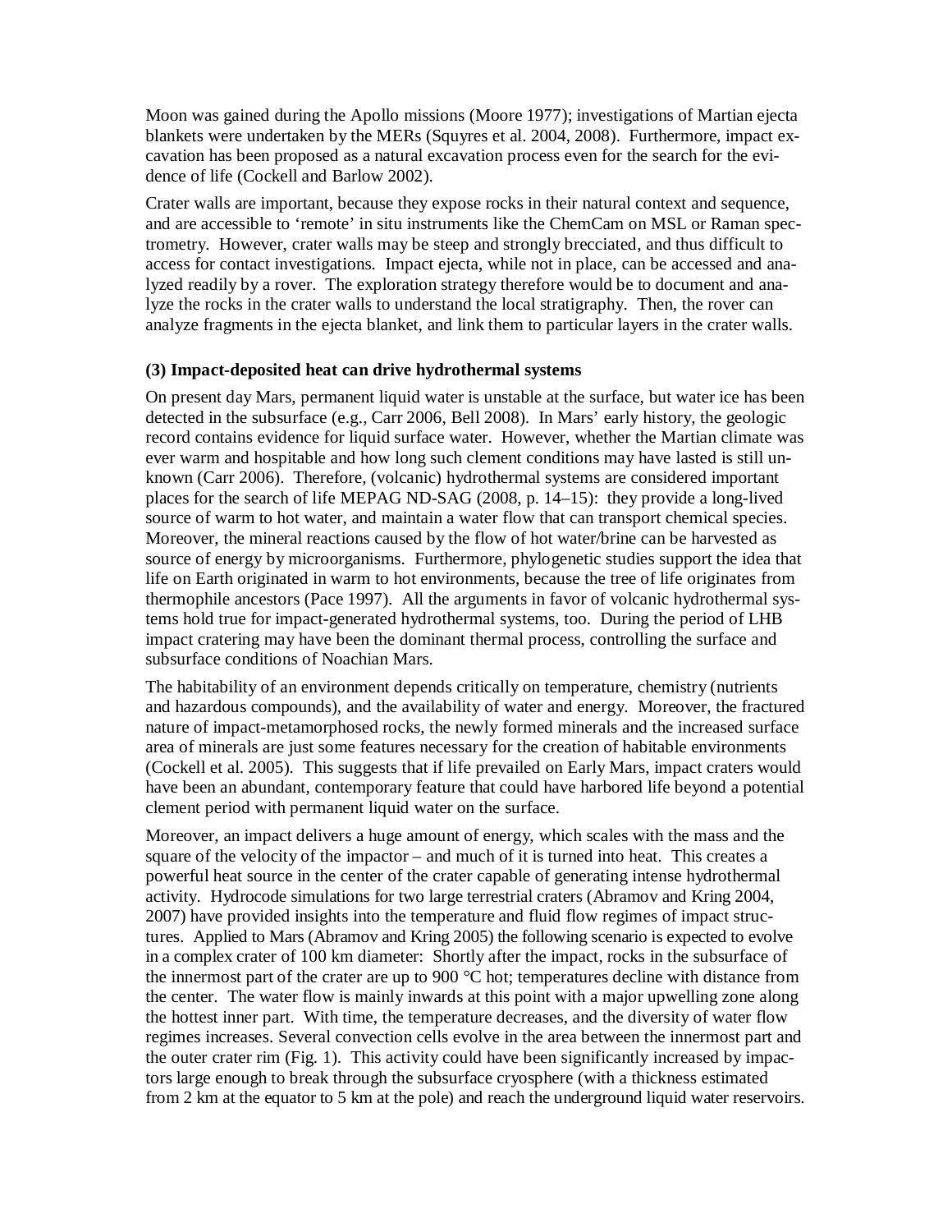Moon was gained during the Apollo missions (Moore 1977); investigations of Martian ejecta blankets were undertaken by the MERs (Squyres et al. 2004, 2008). Furthermore, impact excavation has been proposed as a natural excavation process even for the search for the evidence of life (Cockell and Barlow 2002).

Crater walls are important, because they expose rocks in their natural context and sequence, and are accessible to 'remote' in situ instruments like the ChemCam on MSL or Raman spectrometry. However, crater walls may be steep and strongly brecciated, and thus difficult to access for contact investigations. Impact ejecta, while not in place, can be accessed and analyzed readily by a rover. The exploration strategy therefore would be to document and analyze the rocks in the crater walls to understand the local stratigraphy. Then, the rover can analyze fragments in the ejecta blanket, and link them to particular layers in the crater walls.

### (3) Impact-deposited heat can drive hydrothermal systems

On present day Mars, permanent liquid water is unstable at the surface, but water ice has been detected in the subsurface (e.g., Carr 2006, Bell 2008). In Mars' early history, the geologic record contains evidence for liquid surface water. However, whether the Martian climate was ever warm and hospitable and how long such clement conditions may have lasted is still unknown (Carr 2006). Therefore, (volcanic) hydrothermal systems are considered important places for the search of life MEPAG ND-SAG (2008, p. 14–15): they provide a long-lived source of warm to hot water, and maintain a water flow that can transport chemical species. Moreover, the mineral reactions caused by the flow of hot water/brine can be harvested as source of energy by microorganisms. Furthermore, phylogenetic studies support the idea that life on Earth originated in warm to hot environments, because the tree of life originates from thermophile ancestors (Pace 1997). All the arguments in favor of volcanic hydrothermal systems hold true for impact-generated hydrothermal systems, too. During the period of LHB impact cratering may have been the dominant thermal process, controlling the surface and subsurface conditions of Noachian Mars.

The habitability of an environment depends critically on temperature, chemistry (nutrients and hazardous compounds), and the availability of water and energy. Moreover, the fractured nature of impact-metamorphosed rocks, the newly formed minerals and the increased surface area of minerals are just some features necessary for the creation of habitable environments (Cockell et al. 2005). This suggests that if life prevailed on Early Mars, impact craters would have been an abundant, contemporary feature that could have harbored life beyond a potential clement period with permanent liquid water on the surface.

Moreover, an impact delivers a huge amount of energy, which scales with the mass and the square of the velocity of the impactor – and much of it is turned into heat. This creates a powerful heat source in the center of the crater capable of generating intense hydrothermal activity. Hydrocode simulations for two large terrestrial craters (Abramov and Kring 2004, 2007) have provided insights into the temperature and fluid flow regimes of impact structures. Applied to Mars (Abramov and Kring 2005) the following scenario is expected to evolve in a complex crater of 100 km diameter: Shortly after the impact, rocks in the subsurface of the innermost part of the crater are up to 900 °C hot; temperatures decline with distance from the center. The water flow is mainly inwards at this point with a major upwelling zone along the hottest inner part. With time, the temperature decreases, and the diversity of water flow regimes increases. Several convection cells evolve in the area between the innermost part and the outer crater rim (Fig. 1). This activity could have been significantly increased by impactors large enough to break through the subsurface cryosphere (with a thickness estimated from 2 km at the equator to 5 km at the pole) and reach the underground liquid water reservoirs.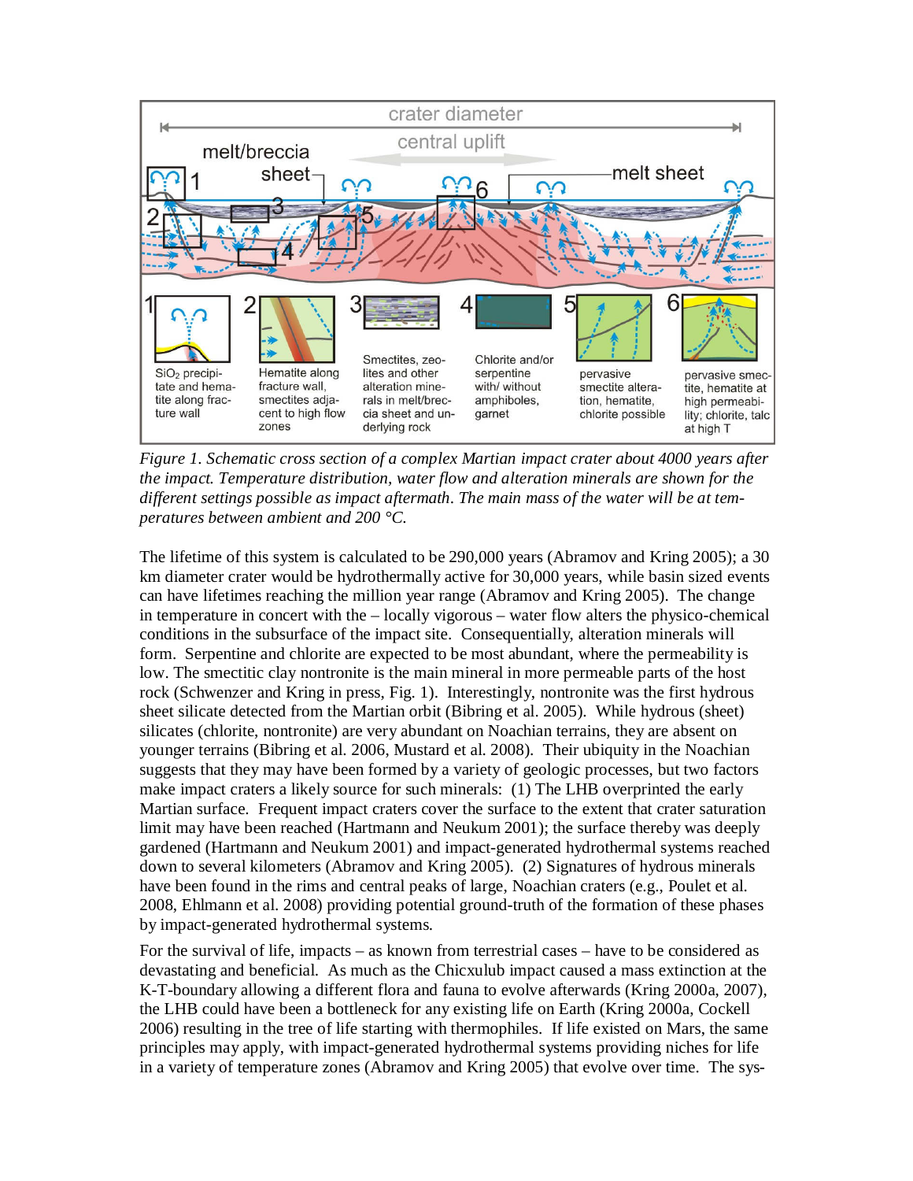*Figure 1. Schematic cross section of a complex Martian impact crater about 4000 years after the impact. Temperature distribution, water flow and alteration minerals are shown for the different settings possible as impact aftermath. The main mass of the water will be at temperatures between ambient and 200 °C.*

The lifetime of this system is calculated to be 290,000 years (Abramov and Kring 2005); a 30 km diameter crater would be hydrothermally active for 30,000 years, while basin sized events can have lifetimes reaching the million year range (Abramov and Kring 2005). The change in temperature in concert with the – locally vigorous – water flow alters the physico-chemical conditions in the subsurface of the impact site. Consequentially, alteration minerals will form. Serpentine and chlorite are expected to be most abundant, where the permeability is low. The smectitic clay nontronite is the main mineral in more permeable parts of the host rock (Schwenzer and Kring in press, Fig. 1). Interestingly, nontronite was the first hydrous sheet silicate detected from the Martian orbit (Bibring et al. 2005). While hydrous (sheet) silicates (chlorite, nontronite) are very abundant on Noachian terrains, they are absent on younger terrains (Bibring et al. 2006, Mustard et al. 2008). Their ubiquity in the Noachian suggests that they may have been formed by a variety of geologic processes, but two factors make impact craters a likely source for such minerals: (1) The LHB overprinted the early Martian surface. Frequent impact craters cover the surface to the extent that crater saturation limit may have been reached (Hartmann and Neukum 2001); the surface thereby was deeply gardened (Hartmann and Neukum 2001) and impact-generated hydrothermal systems reached down to several kilometers (Abramov and Kring 2005). (2) Signatures of hydrous minerals have been found in the rims and central peaks of large, Noachian craters (e.g., Poulet et al. 2008, Ehlmann et al. 2008) providing potential ground-truth of the formation of these phases by impact-generated hydrothermal systems.

For the survival of life, impacts – as known from terrestrial cases – have to be considered as devastating and beneficial. As much as the Chicxulub impact caused a mass extinction at the K-T-boundary allowing a different flora and fauna to evolve afterwards (Kring 2000a, 2007), the LHB could have been a bottleneck for any existing life on Earth (Kring 2000a, Cockell 2006) resulting in the tree of life starting with thermophiles. If life existed on Mars, the same principles may apply, with impact-generated hydrothermal systems providing niches for life in a variety of temperature zones (Abramov and Kring 2005) that evolve over time. The sys-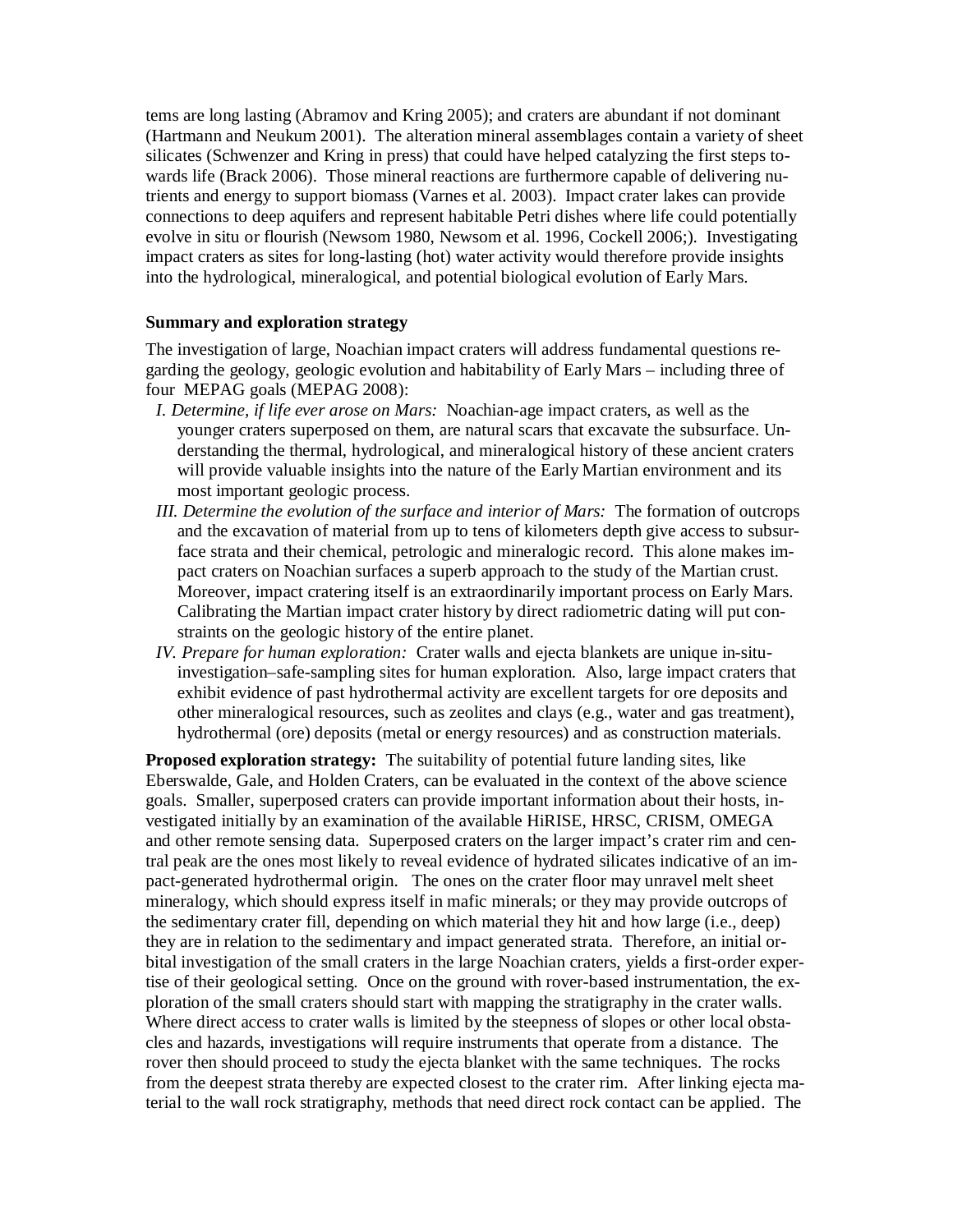tems are long lasting (Abramov and Kring 2005); and craters are abundant if not dominant (Hartmann and Neukum 2001). The alteration mineral assemblages contain a variety of sheet silicates (Schwenzer and Kring in press) that could have helped catalyzing the first steps towards life (Brack 2006). Those mineral reactions are furthermore capable of delivering nutrients and energy to support biomass (Varnes et al. 2003). Impact crater lakes can provide connections to deep aquifers and represent habitable Petri dishes where life could potentially evolve in situ or flourish (Newsom 1980, Newsom et al. 1996, Cockell 2006;). Investigating impact craters as sites for long-lasting (hot) water activity would therefore provide insights into the hydrological, mineralogical, and potential biological evolution of Early Mars.

### Summary and exploration strategy

The investigation of large, Noachian impact craters will address fundamental questions regarding the geology, geologic evolution and habitability of Early Mars – including three of four MEPAG goals (MEPAG 2008):

- *I. Determine, if life ever arose on Mars:* Noachian-age impact craters, as well as the younger craters superposed on them, are natural scars that excavate the subsurface. Understanding the thermal, hydrological, and mineralogical history of these ancient craters will provide valuable insights into the nature of the Early Martian environment and its most important geologic process.
- *III. Determine the evolution of the surface and interior of Mars:* The formation of outcrops and the excavation of material from up to tens of kilometers depth give access to subsurface strata and their chemical, petrologic and mineralogic record. This alone makes impact craters on Noachian surfaces a superb approach to the study of the Martian crust. Moreover, impact cratering itself is an extraordinarily important process on Early Mars. Calibrating the Martian impact crater history by direct radiometric dating will put constraints on the geologic history of the entire planet.
- *IV. Prepare for human exploration:* Crater walls and ejecta blankets are unique in-situ-investigation–safe-sampling sites for human exploration. Also, large impact craters that exhibit evidence of past hydrothermal activity are excellent targets for ore deposits and other mineralogical resources, such as zeolites and clays (e.g., water and gas treatment), hydrothermal (ore) deposits (metal or energy resources) and as construction materials.

**Proposed exploration strategy:** The suitability of potential future landing sites, like Eberswalde, Gale, and Holden Craters, can be evaluated in the context of the above science goals. Smaller, superposed craters can provide important information about their hosts, investigated initially by an examination of the available HiRISE, HRSC, CRISM, OMEGA and other remote sensing data. Superposed craters on the larger impact's crater rim and central peak are the ones most likely to reveal evidence of hydrated silicates indicative of an impact-generated hydrothermal origin. The ones on the crater floor may unravel melt sheet mineralogy, which should express itself in mafic minerals; or they may provide outcrops of the sedimentary crater fill, depending on which material they hit and how large (i.e., deep) they are in relation to the sedimentary and impact generated strata. Therefore, an initial orbital investigation of the small craters in the large Noachian craters, yields a first-order expertise of their geological setting. Once on the ground with rover-based instrumentation, the exploration of the small craters should start with mapping the stratigraphy in the crater walls. Where direct access to crater walls is limited by the steepness of slopes or other local obstacles and hazards, investigations will require instruments that operate from a distance. The rover then should proceed to study the ejecta blanket with the same techniques. The rocks from the deepest strata thereby are expected closest to the crater rim. After linking ejecta material to the wall rock stratigraphy, methods that need direct rock contact can be applied. The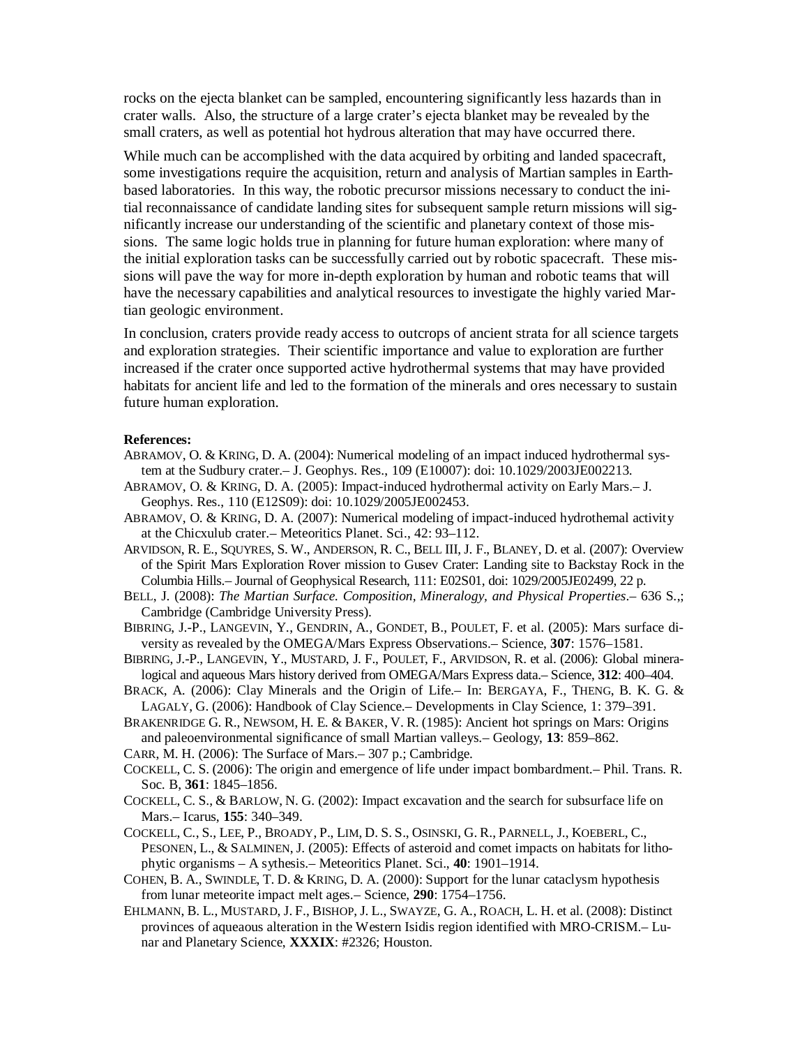rocks on the ejecta blanket can be sampled, encountering significantly less hazards than in crater walls. Also, the structure of a large crater's ejecta blanket may be revealed by the small craters, as well as potential hot hydrous alteration that may have occurred there.

While much can be accomplished with the data acquired by orbiting and landed spacecraft, some investigations require the acquisition, return and analysis of Martian samples in Earth-based laboratories. In this way, the robotic precursor missions necessary to conduct the initial reconnaissance of candidate landing sites for subsequent sample return missions will significantly increase our understanding of the scientific and planetary context of those missions. The same logic holds true in planning for future human exploration: where many of the initial exploration tasks can be successfully carried out by robotic spacecraft. These missions will pave the way for more in-depth exploration by human and robotic teams that will have the necessary capabilities and analytical resources to investigate the highly varied Martian geologic environment.

In conclusion, craters provide ready access to outcrops of ancient strata for all science targets and exploration strategies. Their scientific importance and value to exploration are further increased if the crater once supported active hydrothermal systems that may have provided habitats for ancient life and led to the formation of the minerals and ores necessary to sustain future human exploration.

**References:**

ABRAMOV, O. & KRING, D. A. (2004): Numerical modeling of an impact induced hydrothermal system at the Sudbury crater.– J. Geophys. Res., 109 (E10007): doi: 10.1029/2003JE002213.

ABRAMOV, O. & KRING, D. A. (2005): Impact-induced hydrothermal activity on Early Mars.– J. Geophys. Res., 110 (E12S09): doi: 10.1029/2005JE002453.

ABRAMOV, O. & KRING, D. A. (2007): Numerical modeling of impact-induced hydrothemal activity at the Chicxulub crater.– Meteoritics Planet. Sci., 42: 93–112.

ARVIDSON, R. E., SQUYRES, S. W., ANDERSON, R. C., BELL III, J. F., BLANEY, D. et al. (2007): Overview of the Spirit Mars Exploration Rover mission to Gusev Crater: Landing site to Backstay Rock in the Columbia Hills.– Journal of Geophysical Research, 111: E02S01, doi: 1029/2005JE02499, 22 p.

BELL, J. (2008): *The Martian Surface. Composition, Mineralogy, and Physical Properties*.– 636 S.,; Cambridge (Cambridge University Press).

BIBRING, J.-P., LANGEVIN, Y., GENDRIN, A., GONDET, B., POULET, F. et al. (2005): Mars surface diversity as revealed by the OMEGA/Mars Express Observations.– Science, **307**: 1576–1581.

BIBRING, J.-P., LANGEVIN, Y., MUSTARD, J. F., POULET, F., ARVIDSON, R. et al. (2006): Global mineralogical and aqueous Mars history derived from OMEGA/Mars Express data.– Science, **312**: 400–404.

BRACK, A. (2006): Clay Minerals and the Origin of Life.– In: BERGAYA, F., THENG, B. K. G. & LAGALY, G. (2006): Handbook of Clay Science.– Developments in Clay Science, 1: 379–391.

BRAKENRIDGE G. R., NEWSOM, H. E. & BAKER, V. R. (1985): Ancient hot springs on Mars: Origins and paleoenvironmental significance of small Martian valleys.– Geology, **13**: 859–862.

CARR, M. H. (2006): The Surface of Mars.– 307 p.; Cambridge.

COCKELL, C. S. (2006): The origin and emergence of life under impact bombardment.– Phil. Trans. R. Soc. B, **361**: 1845–1856.

COCKELL, C. S., & BARLOW, N. G. (2002): Impact excavation and the search for subsurface life on Mars.– Icarus, **155**: 340–349.

COCKELL, C., S., LEE, P., BROADY, P., LIM, D. S. S., OSINSKI, G. R., PARNELL, J., KOEBERL, C., PESONEN, L., & SALMINEN, J. (2005): Effects of asteroid and comet impacts on habitats for lithophytic organisms – A sythesis.– Meteoritics Planet. Sci., **40**: 1901–1914.

COHEN, B. A., SWINDLE, T. D. & KRING, D. A. (2000): Support for the lunar cataclysm hypothesis from lunar meteorite impact melt ages.– Science, **290**: 1754–1756.

EHLMANN, B. L., MUSTARD, J. F., BISHOP, J. L., SWAYZE, G. A., ROACH, L. H. et al. (2008): Distinct provinces of aqueaous alteration in the Western Isidis region identified with MRO-CRISM.– Lunar and Planetary Science, **XXXIX**: #2326; Houston.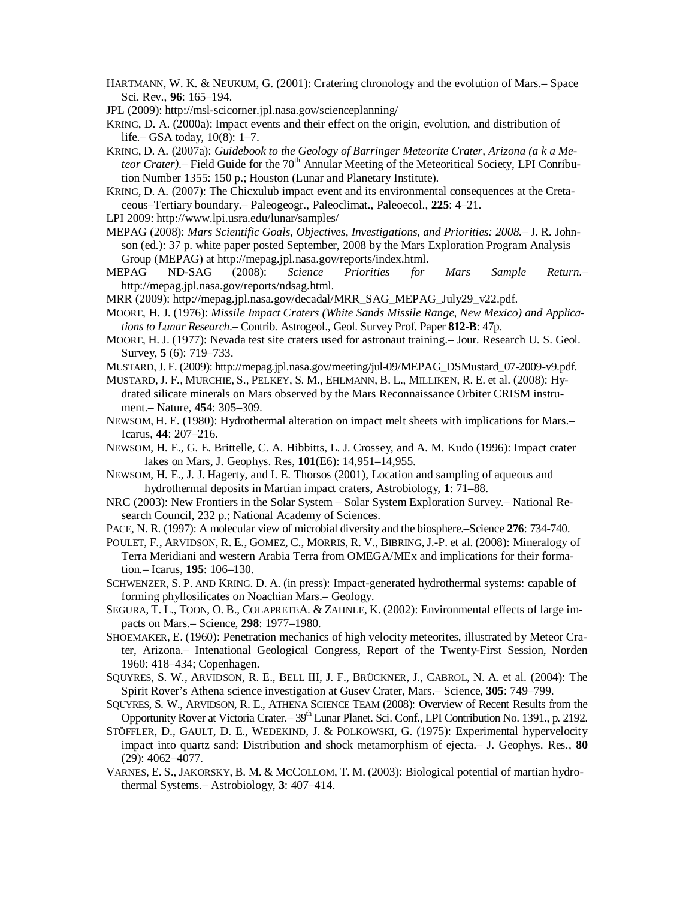HARTMANN, W. K. & NEUKUM, G. (2001): Cratering chronology and the evolution of Mars.– Space Sci. Rev., **96**: 165–194.

JPL (2009): http://msl-scicorner.jpl.nasa.gov/scienceplanning/

KRING, D. A. (2000a): Impact events and their effect on the origin, evolution, and distribution of life.– GSA today, 10(8): 1–7.

KRING, D. A. (2007a): *Guidebook to the Geology of Barringer Meteorite Crater, Arizona (a k a Meteor Crater)*.– Field Guide for the 70th Annular Meeting of the Meteoritical Society, LPI Conribution Number 1355: 150 p.; Houston (Lunar and Planetary Institute).

KRING, D. A. (2007): The Chicxulub impact event and its environmental consequences at the Cretaceous–Tertiary boundary.– Paleogeogr., Paleoclimat., Paleoecol., **225**: 4–21.

LPI 2009: http://www.lpi.usra.edu/lunar/samples/

MEPAG (2008): *Mars Scientific Goals, Objectives, Investigations, and Priorities: 2008*.– J. R. Johnson (ed.): 37 p. white paper posted September, 2008 by the Mars Exploration Program Analysis Group (MEPAG) at http://mepag.jpl.nasa.gov/reports/index.html.

MEPAG ND-SAG (2008): *Science Priorities for Mars Sample Return*.– http://mepag.jpl.nasa.gov/reports/ndsag.html.

MRR (2009): http://mepag.jpl.nasa.gov/decadal/MRR_SAG_MEPAG_July29_v22.pdf.

MOORE, H. J. (1976): *Missile Impact Craters (White Sands Missile Range, New Mexico) and Applications to Lunar Research*.– Contrib. Astrogeol., Geol. Survey Prof. Paper **812-B**: 47p.

MOORE, H. J. (1977): Nevada test site craters used for astronaut training.– Jour. Research U. S. Geol. Survey, **5** (6): 719–733.

MUSTARD, J. F. (2009): http://mepag.jpl.nasa.gov/meeting/jul-09/MEPAG_DSMustard_07-2009-v9.pdf.

MUSTARD, J. F., MURCHIE, S., PELKEY, S. M., EHLMANN, B. L., MILLIKEN, R. E. et al. (2008): Hydrated silicate minerals on Mars observed by the Mars Reconnaissance Orbiter CRISM instrument.– Nature, **454**: 305–309.

NEWSOM, H. E. (1980): Hydrothermal alteration on impact melt sheets with implications for Mars.– Icarus, **44**: 207–216.

NEWSOM, H. E., G. E. Brittelle, C. A. Hibbitts, L. J. Crossey, and A. M. Kudo (1996): Impact crater lakes on Mars, J. Geophys. Res, **101**(E6): 14,951–14,955.

NEWSOM, H. E., J. J. Hagerty, and I. E. Thorsos (2001), Location and sampling of aqueous and hydrothermal deposits in Martian impact craters, Astrobiology, **1**: 71–88.

NRC (2003): New Frontiers in the Solar System – Solar System Exploration Survey.– National Research Council, 232 p.; National Academy of Sciences.

PACE, N. R. (1997): A molecular view of microbial diversity and the biosphere.–Science **276**: 734-740.

POULET, F., ARVIDSON, R. E., GOMEZ, C., MORRIS, R. V., BIBRING, J.-P. et al. (2008): Mineralogy of Terra Meridiani and western Arabia Terra from OMEGA/MEx and implications for their formation.– Icarus, **195**: 106–130.

SCHWENZER, S. P. AND KRING. D. A. (in press): Impact-generated hydrothermal systems: capable of forming phyllosilicates on Noachian Mars.– Geology.

SEGURA, T. L., TOON, O. B., COLAPRETEA. & ZAHNLE, K. (2002): Environmental effects of large impacts on Mars.– Science, **298**: 1977–1980.

SHOEMAKER, E. (1960): Penetration mechanics of high velocity meteorites, illustrated by Meteor Crater, Arizona.– Intenational Geological Congress, Report of the Twenty-First Session, Norden 1960: 418–434; Copenhagen.

SQUYRES, S. W., ARVIDSON, R. E., BELL III, J. F., BRÜCKNER, J., CABROL, N. A. et al. (2004): The Spirit Rover's Athena science investigation at Gusev Crater, Mars.– Science, **305**: 749–799.

SQUYRES, S. W., ARVIDSON, R. E., ATHENA SCIENCE TEAM (2008): Overview of Recent Results from the Opportunity Rover at Victoria Crater.– 39th Lunar Planet. Sci. Conf., LPI Contribution No. 1391., p. 2192.

STÖFFLER, D., GAULT, D. E., WEDEKIND, J. & POLKOWSKI, G. (1975): Experimental hypervelocity impact into quartz sand: Distribution and shock metamorphism of ejecta.– J. Geophys. Res., **80** (29): 4062–4077.

VARNES, E. S., JAKORSKY, B. M. & MCCOLLOM, T. M. (2003): Biological potential of martian hydrothermal Systems.– Astrobiology, **3**: 407–414.